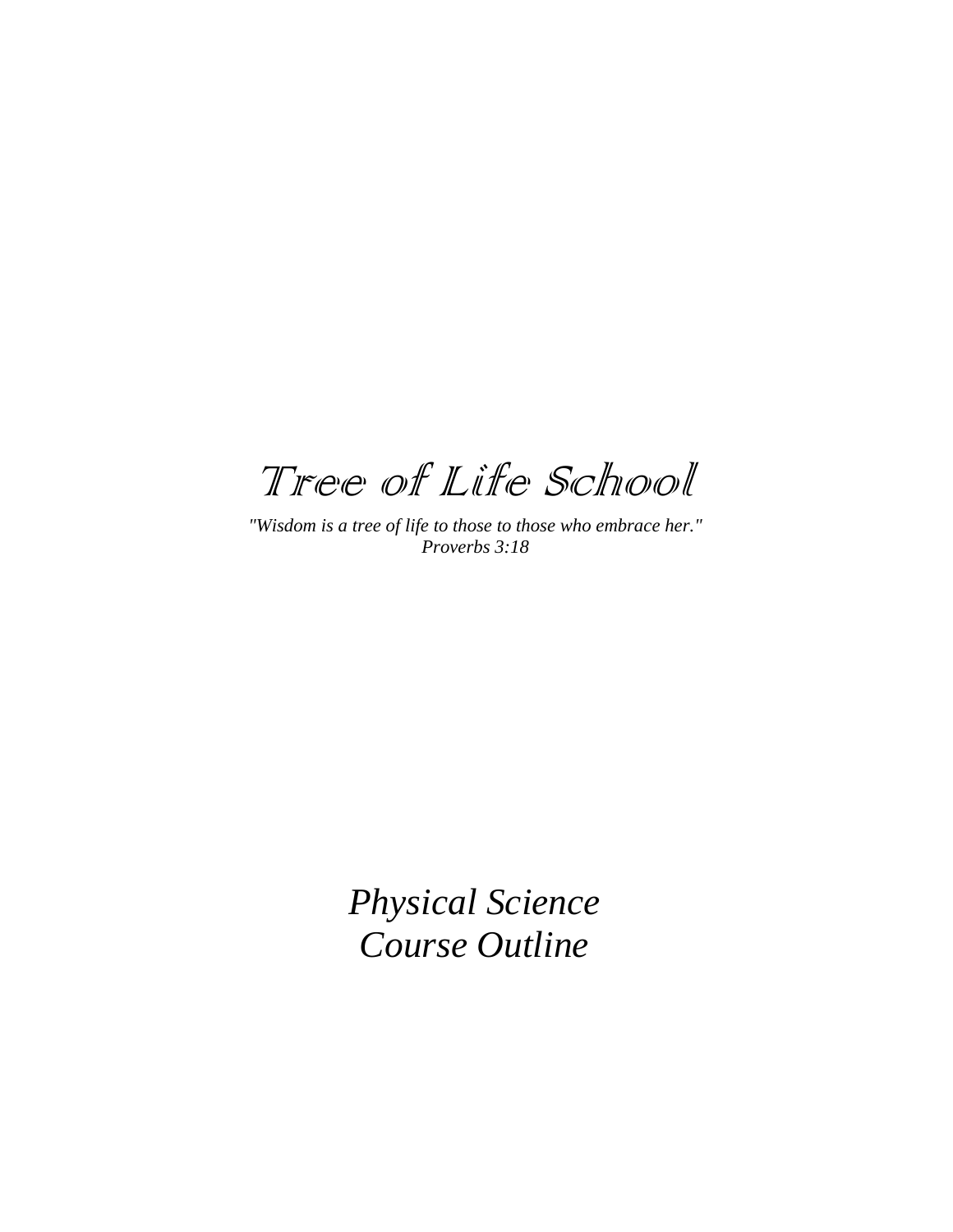# Tree of Life School

*"Wisdom is a tree of life to those to those who embrace her."*
*Proverbs 3:18*

# *Physical Science*
# *Course Outline*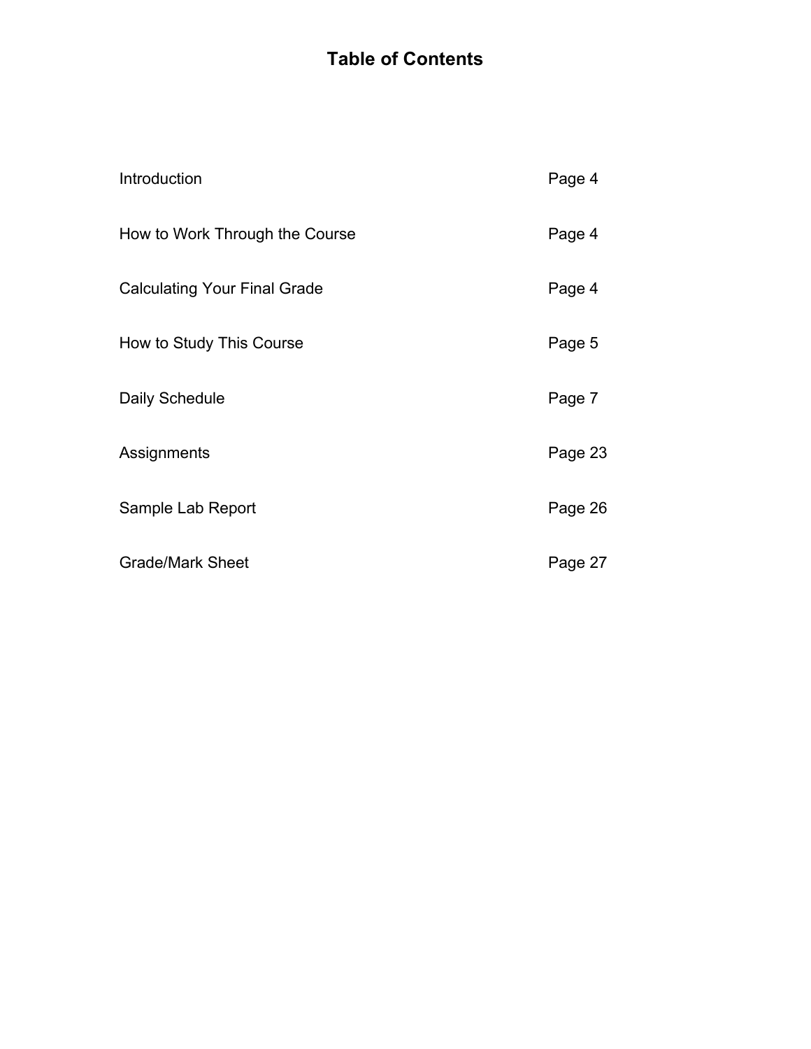# Table of Contents

| | |
|---|---|
| Introduction | Page 4 |
| How to Work Through the Course | Page 4 |
| Calculating Your Final Grade | Page 4 |
| How to Study This Course | Page 5 |
| Daily Schedule | Page 7 |
| Assignments | Page 23 |
| Sample Lab Report | Page 26 |
| Grade/Mark Sheet | Page 27 |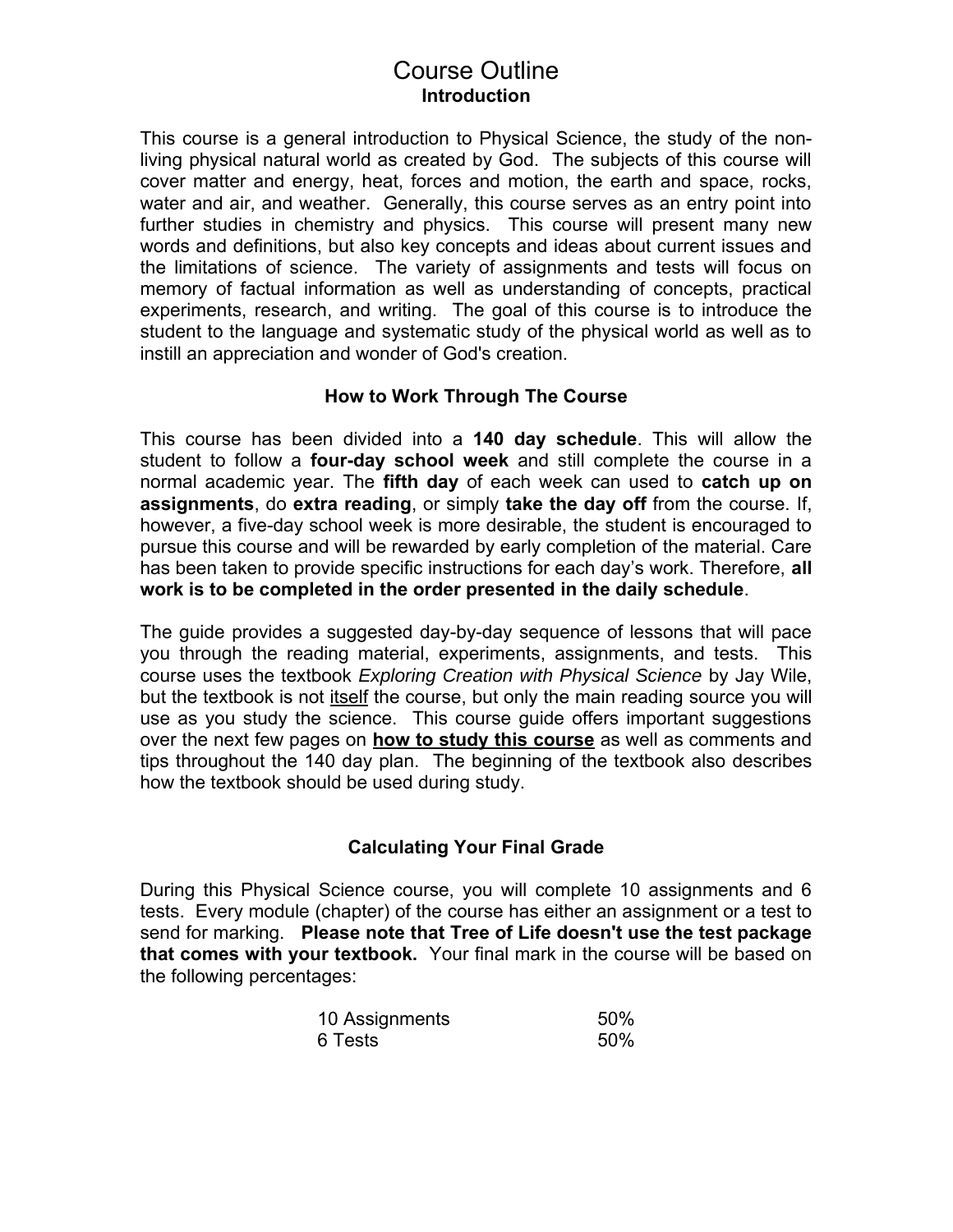# Course Outline

## Introduction

This course is a general introduction to Physical Science, the study of the non-living physical natural world as created by God. The subjects of this course will cover matter and energy, heat, forces and motion, the earth and space, rocks, water and air, and weather. Generally, this course serves as an entry point into further studies in chemistry and physics. This course will present many new words and definitions, but also key concepts and ideas about current issues and the limitations of science. The variety of assignments and tests will focus on memory of factual information as well as understanding of concepts, practical experiments, research, and writing. The goal of this course is to introduce the student to the language and systematic study of the physical world as well as to instill an appreciation and wonder of God's creation.

## How to Work Through The Course

This course has been divided into a **140 day schedule**. This will allow the student to follow a **four-day school week** and still complete the course in a normal academic year. The **fifth day** of each week can used to **catch up on assignments**, do **extra reading**, or simply **take the day off** from the course. If, however, a five-day school week is more desirable, the student is encouraged to pursue this course and will be rewarded by early completion of the material. Care has been taken to provide specific instructions for each day's work. Therefore, **all work is to be completed in the order presented in the daily schedule**.

The guide provides a suggested day-by-day sequence of lessons that will pace you through the reading material, experiments, assignments, and tests. This course uses the textbook *Exploring Creation with Physical Science* by Jay Wile, but the textbook is not itself the course, but only the main reading source you will use as you study the science. This course guide offers important suggestions over the next few pages on **how to study this course** as well as comments and tips throughout the 140 day plan. The beginning of the textbook also describes how the textbook should be used during study.

## Calculating Your Final Grade

During this Physical Science course, you will complete 10 assignments and 6 tests. Every module (chapter) of the course has either an assignment or a test to send for marking. **Please note that Tree of Life doesn't use the test package that comes with your textbook.** Your final mark in the course will be based on the following percentages:

| | |
|---|---|
| 10 Assignments | 50% |
| 6 Tests | 50% |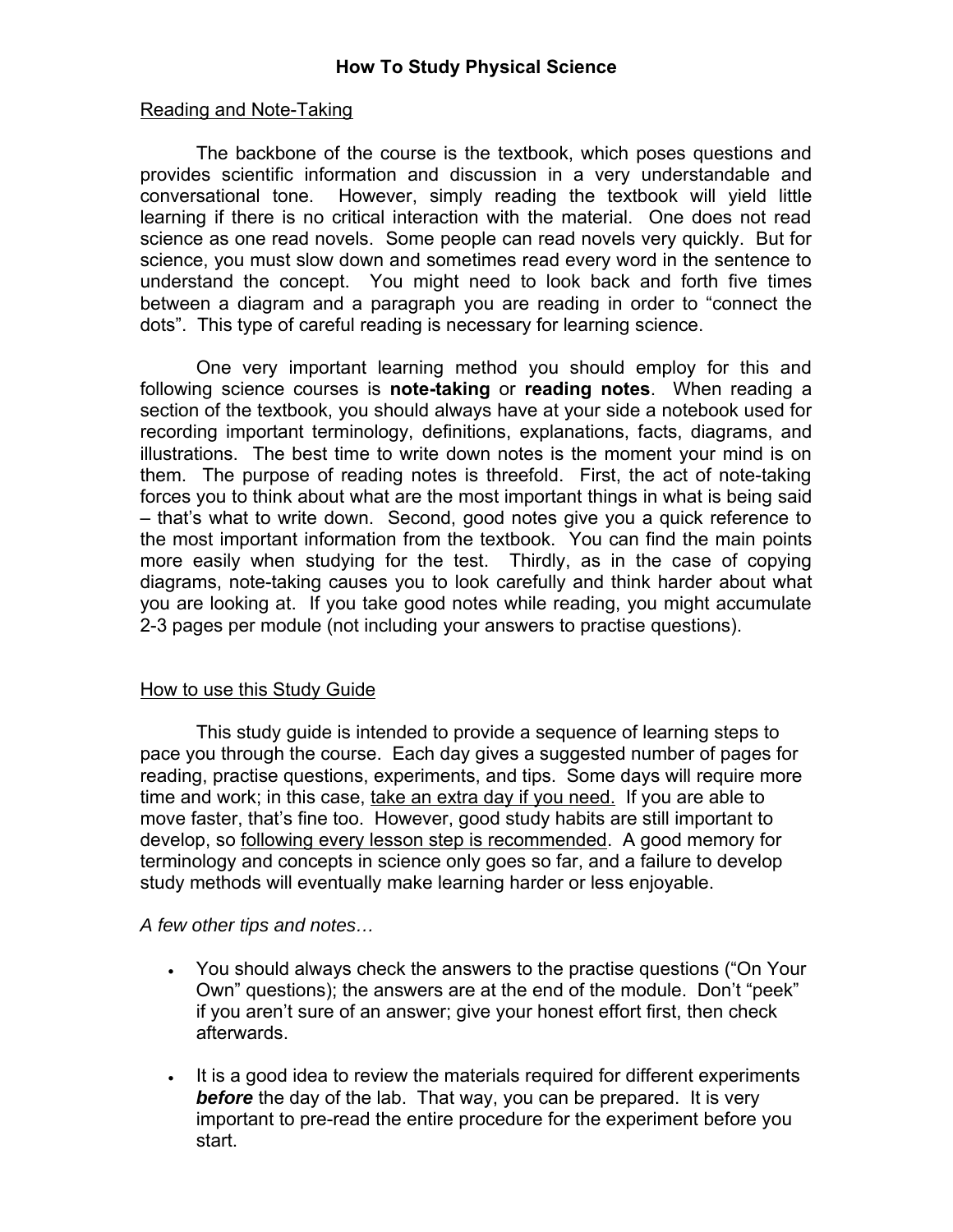# How To Study Physical Science

## Reading and Note-Taking

The backbone of the course is the textbook, which poses questions and provides scientific information and discussion in a very understandable and conversational tone. However, simply reading the textbook will yield little learning if there is no critical interaction with the material. One does not read science as one read novels. Some people can read novels very quickly. But for science, you must slow down and sometimes read every word in the sentence to understand the concept. You might need to look back and forth five times between a diagram and a paragraph you are reading in order to "connect the dots". This type of careful reading is necessary for learning science.

One very important learning method you should employ for this and following science courses is **note-taking** or **reading notes**. When reading a section of the textbook, you should always have at your side a notebook used for recording important terminology, definitions, explanations, facts, diagrams, and illustrations. The best time to write down notes is the moment your mind is on them. The purpose of reading notes is threefold. First, the act of note-taking forces you to think about what are the most important things in what is being said – that's what to write down. Second, good notes give you a quick reference to the most important information from the textbook. You can find the main points more easily when studying for the test. Thirdly, as in the case of copying diagrams, note-taking causes you to look carefully and think harder about what you are looking at. If you take good notes while reading, you might accumulate 2-3 pages per module (not including your answers to practise questions).

## How to use this Study Guide

This study guide is intended to provide a sequence of learning steps to pace you through the course. Each day gives a suggested number of pages for reading, practise questions, experiments, and tips. Some days will require more time and work; in this case, take an extra day if you need. If you are able to move faster, that's fine too. However, good study habits are still important to develop, so following every lesson step is recommended. A good memory for terminology and concepts in science only goes so far, and a failure to develop study methods will eventually make learning harder or less enjoyable.

*A few other tips and notes…*

- You should always check the answers to the practise questions ("On Your Own" questions); the answers are at the end of the module. Don't "peek" if you aren't sure of an answer; give your honest effort first, then check afterwards.
- It is a good idea to review the materials required for different experiments ***before*** the day of the lab. That way, you can be prepared. It is very important to pre-read the entire procedure for the experiment before you start.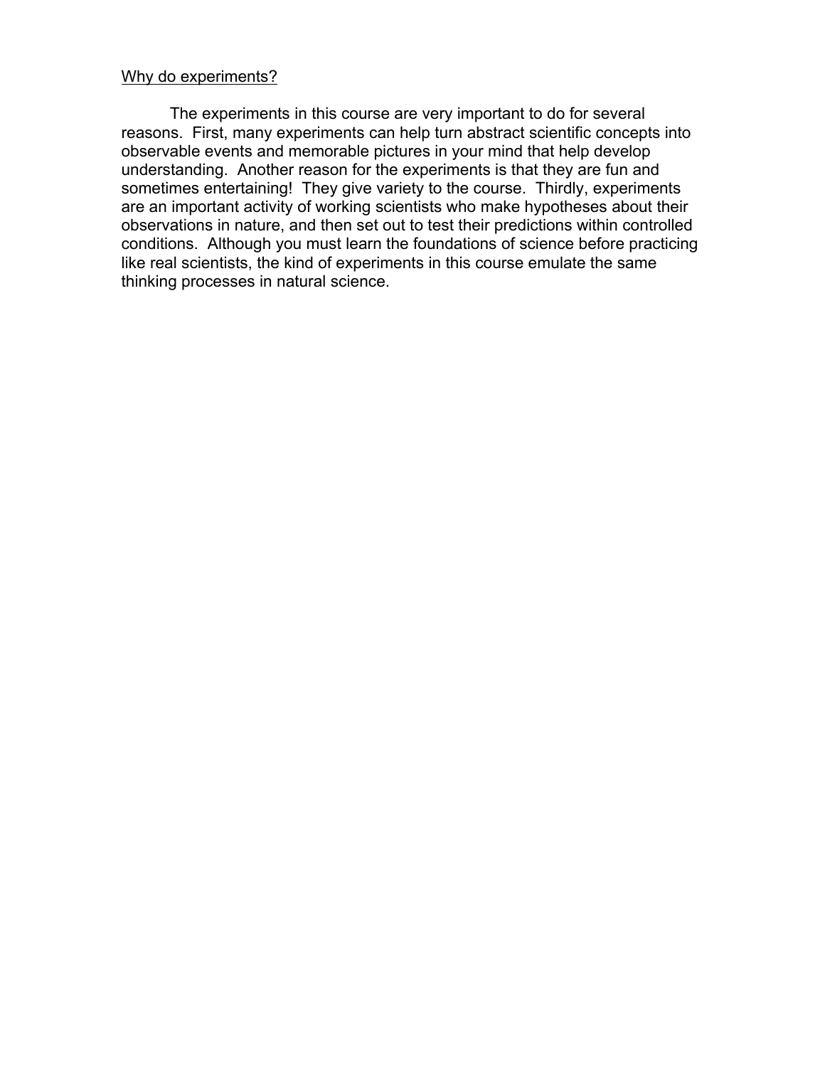## Why do experiments?

The experiments in this course are very important to do for several reasons. First, many experiments can help turn abstract scientific concepts into observable events and memorable pictures in your mind that help develop understanding. Another reason for the experiments is that they are fun and sometimes entertaining! They give variety to the course. Thirdly, experiments are an important activity of working scientists who make hypotheses about their observations in nature, and then set out to test their predictions within controlled conditions. Although you must learn the foundations of science before practicing like real scientists, the kind of experiments in this course emulate the same thinking processes in natural science.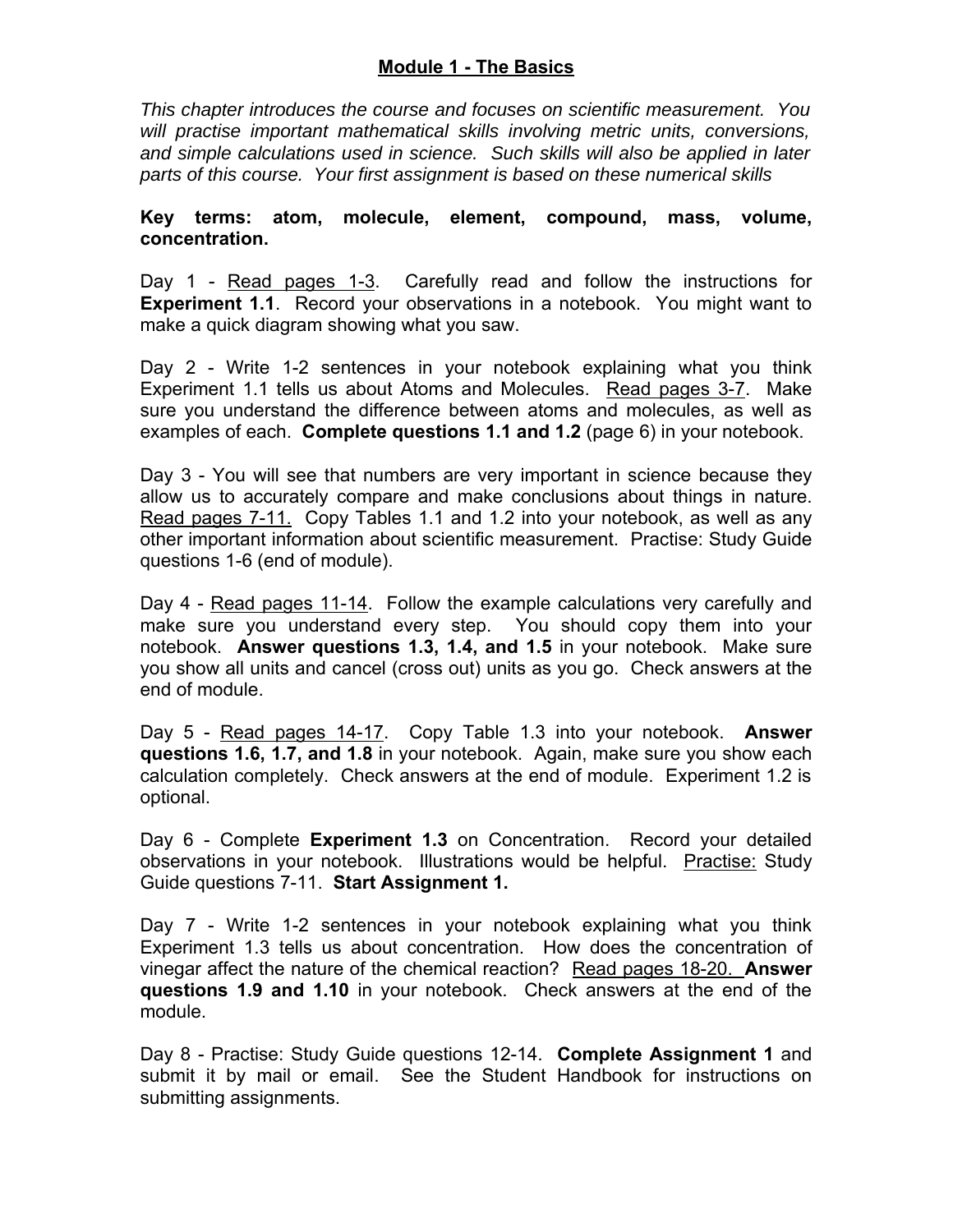# Module 1 - The Basics

*This chapter introduces the course and focuses on scientific measurement. You will practise important mathematical skills involving metric units, conversions, and simple calculations used in science. Such skills will also be applied in later parts of this course. Your first assignment is based on these numerical skills*

**Key terms: atom, molecule, element, compound, mass, volume, concentration.**

Day 1 - Read pages 1-3. Carefully read and follow the instructions for **Experiment 1.1**. Record your observations in a notebook. You might want to make a quick diagram showing what you saw.

Day 2 - Write 1-2 sentences in your notebook explaining what you think Experiment 1.1 tells us about Atoms and Molecules. Read pages 3-7. Make sure you understand the difference between atoms and molecules, as well as examples of each. **Complete questions 1.1 and 1.2** (page 6) in your notebook.

Day 3 - You will see that numbers are very important in science because they allow us to accurately compare and make conclusions about things in nature. Read pages 7-11. Copy Tables 1.1 and 1.2 into your notebook, as well as any other important information about scientific measurement. Practise: Study Guide questions 1-6 (end of module).

Day 4 - Read pages 11-14. Follow the example calculations very carefully and make sure you understand every step. You should copy them into your notebook. **Answer questions 1.3, 1.4, and 1.5** in your notebook. Make sure you show all units and cancel (cross out) units as you go. Check answers at the end of module.

Day 5 - Read pages 14-17. Copy Table 1.3 into your notebook. **Answer questions 1.6, 1.7, and 1.8** in your notebook. Again, make sure you show each calculation completely. Check answers at the end of module. Experiment 1.2 is optional.

Day 6 - Complete **Experiment 1.3** on Concentration. Record your detailed observations in your notebook. Illustrations would be helpful. Practise: Study Guide questions 7-11. **Start Assignment 1.**

Day 7 - Write 1-2 sentences in your notebook explaining what you think Experiment 1.3 tells us about concentration. How does the concentration of vinegar affect the nature of the chemical reaction? Read pages 18-20. **Answer questions 1.9 and 1.10** in your notebook. Check answers at the end of the module.

Day 8 - Practise: Study Guide questions 12-14. **Complete Assignment 1** and submit it by mail or email. See the Student Handbook for instructions on submitting assignments.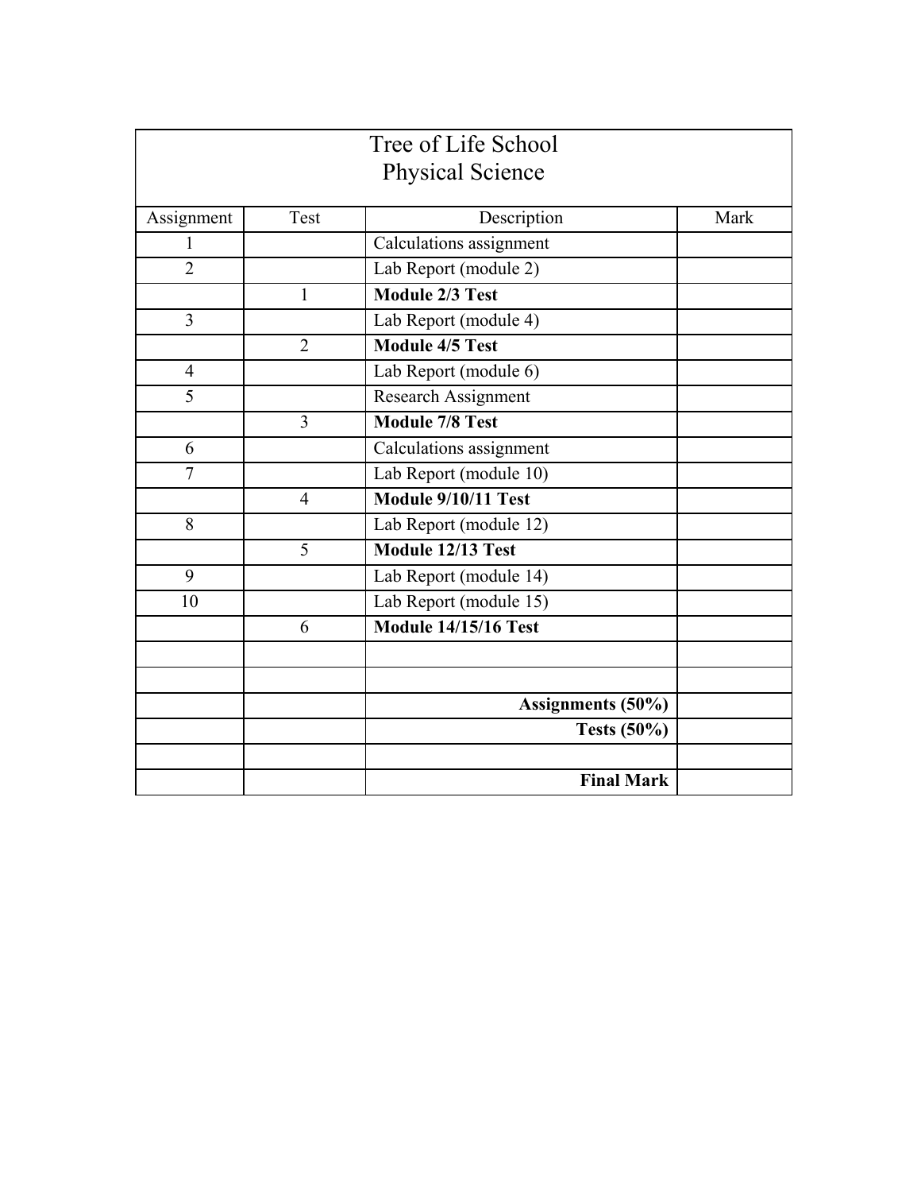# Tree of Life School
# Physical Science

| Assignment | Test | Description | Mark |
|---|---|---|---|
| 1 | | Calculations assignment | |
| 2 | | Lab Report (module 2) | |
| | 1 | **Module 2/3 Test** | |
| 3 | | Lab Report (module 4) | |
| | 2 | **Module 4/5 Test** | |
| 4 | | Lab Report (module 6) | |
| 5 | | Research Assignment | |
| | 3 | **Module 7/8 Test** | |
| 6 | | Calculations assignment | |
| 7 | | Lab Report (module 10) | |
| | 4 | **Module 9/10/11 Test** | |
| 8 | | Lab Report (module 12) | |
| | 5 | **Module 12/13 Test** | |
| 9 | | Lab Report (module 14) | |
| 10 | | Lab Report (module 15) | |
| | 6 | **Module 14/15/16 Test** | |
| | | | |
| | | | |
| | | **Assignments (50%)** | |
| | | **Tests (50%)** | |
| | | | |
| | | **Final Mark** | |